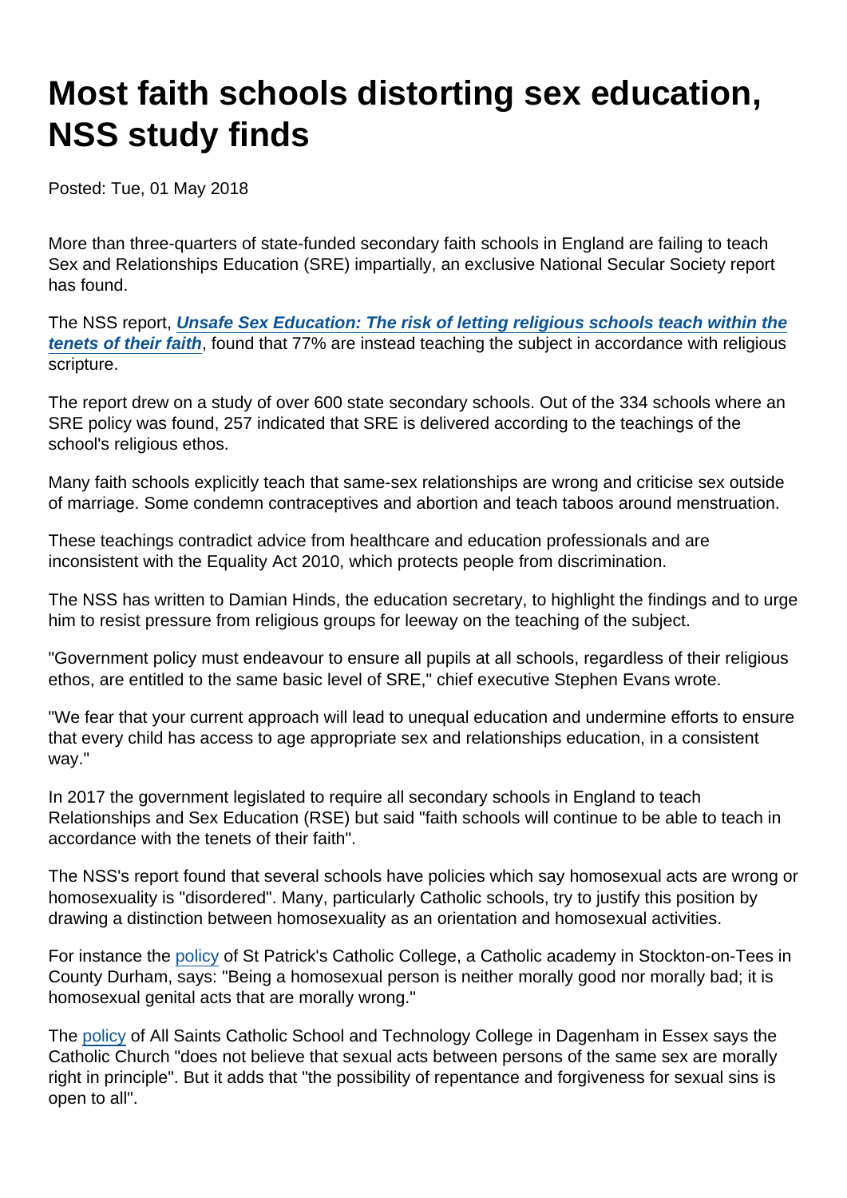# Most faith schools distorting sex education, NSS study finds

Posted: Tue, 01 May 2018

More than three-quarters of state-funded secondary faith schools in England are failing to teach Sex and Relationships Education (SRE) impartially, an exclusive National Secular Society report has found.

The NSS report, ***Unsafe Sex Education: The risk of letting religious schools teach within the tenets of their faith***, found that 77% are instead teaching the subject in accordance with religious scripture.

The report drew on a study of over 600 state secondary schools. Out of the 334 schools where an SRE policy was found, 257 indicated that SRE is delivered according to the teachings of the school's religious ethos.

Many faith schools explicitly teach that same-sex relationships are wrong and criticise sex outside of marriage. Some condemn contraceptives and abortion and teach taboos around menstruation.

These teachings contradict advice from healthcare and education professionals and are inconsistent with the Equality Act 2010, which protects people from discrimination.

The NSS has written to Damian Hinds, the education secretary, to highlight the findings and to urge him to resist pressure from religious groups for leeway on the teaching of the subject.

"Government policy must endeavour to ensure all pupils at all schools, regardless of their religious ethos, are entitled to the same basic level of SRE," chief executive Stephen Evans wrote.

"We fear that your current approach will lead to unequal education and undermine efforts to ensure that every child has access to age appropriate sex and relationships education, in a consistent way."

In 2017 the government legislated to require all secondary schools in England to teach Relationships and Sex Education (RSE) but said "faith schools will continue to be able to teach in accordance with the tenets of their faith".

The NSS's report found that several schools have policies which say homosexual acts are wrong or homosexuality is "disordered". Many, particularly Catholic schools, try to justify this position by drawing a distinction between homosexuality as an orientation and homosexual activities.

For instance the policy of St Patrick's Catholic College, a Catholic academy in Stockton-on-Tees in County Durham, says: "Being a homosexual person is neither morally good nor morally bad; it is homosexual genital acts that are morally wrong."

The policy of All Saints Catholic School and Technology College in Dagenham in Essex says the Catholic Church "does not believe that sexual acts between persons of the same sex are morally right in principle". But it adds that "the possibility of repentance and forgiveness for sexual sins is open to all".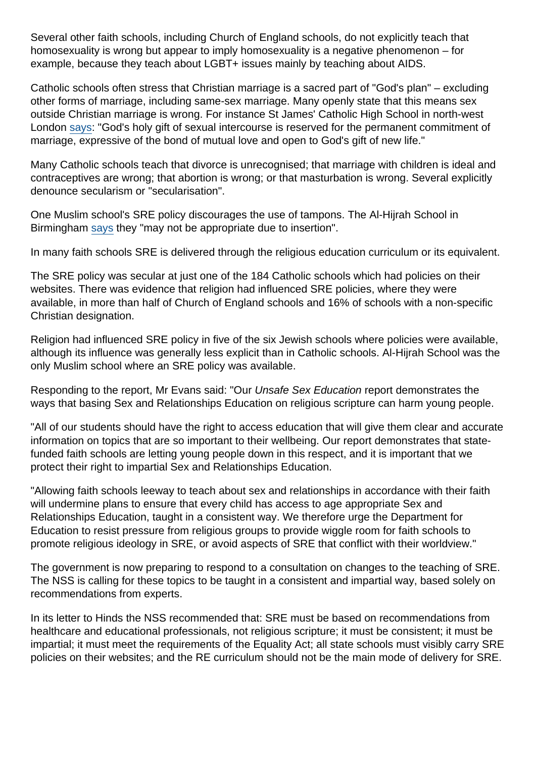Several other faith schools, including Church of England schools, do not explicitly teach that homosexuality is wrong but appear to imply homosexuality is a negative phenomenon – for example, because they teach about LGBT+ issues mainly by teaching about AIDS.

Catholic schools often stress that Christian marriage is a sacred part of "God's plan" – excluding other forms of marriage, including same-sex marriage. Many openly state that this means sex outside Christian marriage is wrong. For instance St James' Catholic High School in north-west London says: "God's holy gift of sexual intercourse is reserved for the permanent commitment of marriage, expressive of the bond of mutual love and open to God's gift of new life."

Many Catholic schools teach that divorce is unrecognised; that marriage with children is ideal and contraceptives are wrong; that abortion is wrong; or that masturbation is wrong. Several explicitly denounce secularism or "secularisation".

One Muslim school's SRE policy discourages the use of tampons. The Al-Hijrah School in Birmingham says they "may not be appropriate due to insertion".

In many faith schools SRE is delivered through the religious education curriculum or its equivalent.

The SRE policy was secular at just one of the 184 Catholic schools which had policies on their websites. There was evidence that religion had influenced SRE policies, where they were available, in more than half of Church of England schools and 16% of schools with a non-specific Christian designation.

Religion had influenced SRE policy in five of the six Jewish schools where policies were available, although its influence was generally less explicit than in Catholic schools. Al-Hijrah School was the only Muslim school where an SRE policy was available.

Responding to the report, Mr Evans said: "Our *Unsafe Sex Education* report demonstrates the ways that basing Sex and Relationships Education on religious scripture can harm young people.

"All of our students should have the right to access education that will give them clear and accurate information on topics that are so important to their wellbeing. Our report demonstrates that state-funded faith schools are letting young people down in this respect, and it is important that we protect their right to impartial Sex and Relationships Education.

"Allowing faith schools leeway to teach about sex and relationships in accordance with their faith will undermine plans to ensure that every child has access to age appropriate Sex and Relationships Education, taught in a consistent way. We therefore urge the Department for Education to resist pressure from religious groups to provide wiggle room for faith schools to promote religious ideology in SRE, or avoid aspects of SRE that conflict with their worldview."

The government is now preparing to respond to a consultation on changes to the teaching of SRE. The NSS is calling for these topics to be taught in a consistent and impartial way, based solely on recommendations from experts.

In its letter to Hinds the NSS recommended that: SRE must be based on recommendations from healthcare and educational professionals, not religious scripture; it must be consistent; it must be impartial; it must meet the requirements of the Equality Act; all state schools must visibly carry SRE policies on their websites; and the RE curriculum should not be the main mode of delivery for SRE.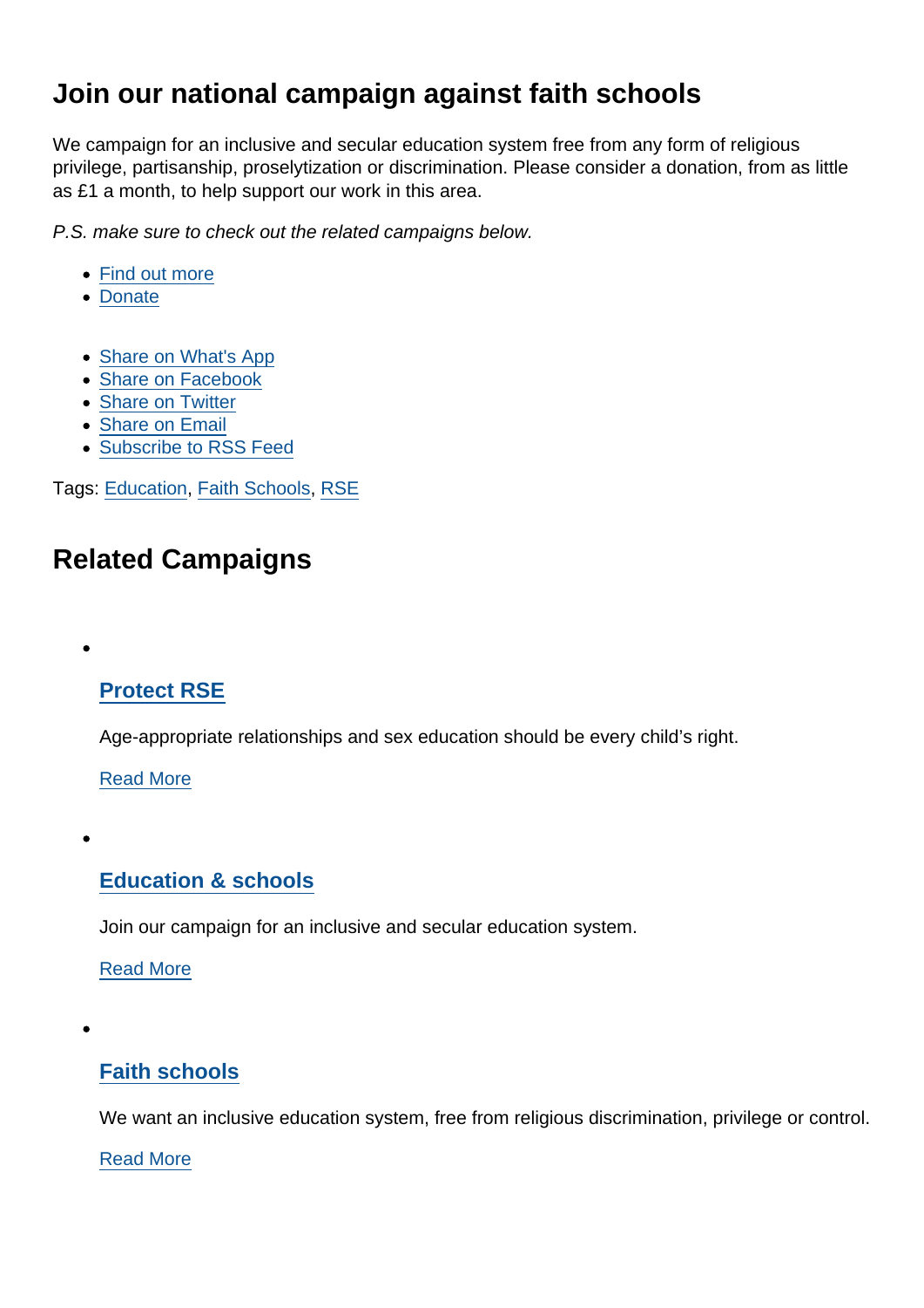## Join our national campaign against faith schools

We campaign for an inclusive and secular education system free from any form of religious privilege, partisanship, proselytization or discrimination. Please consider a donation, from as little as £1 a month, to help support our work in this area.

*P.S. make sure to check out the related campaigns below.*

- Find out more
- Donate

- Share on What's App
- Share on Facebook
- Share on Twitter
- Share on Email
- Subscribe to RSS Feed

Tags: Education, Faith Schools, RSE

## Related Campaigns

- ### Protect RSE

  Age-appropriate relationships and sex education should be every child's right.

  Read More

- ### Education & schools

  Join our campaign for an inclusive and secular education system.

  Read More

- ### Faith schools

  We want an inclusive education system, free from religious discrimination, privilege or control.

  Read More